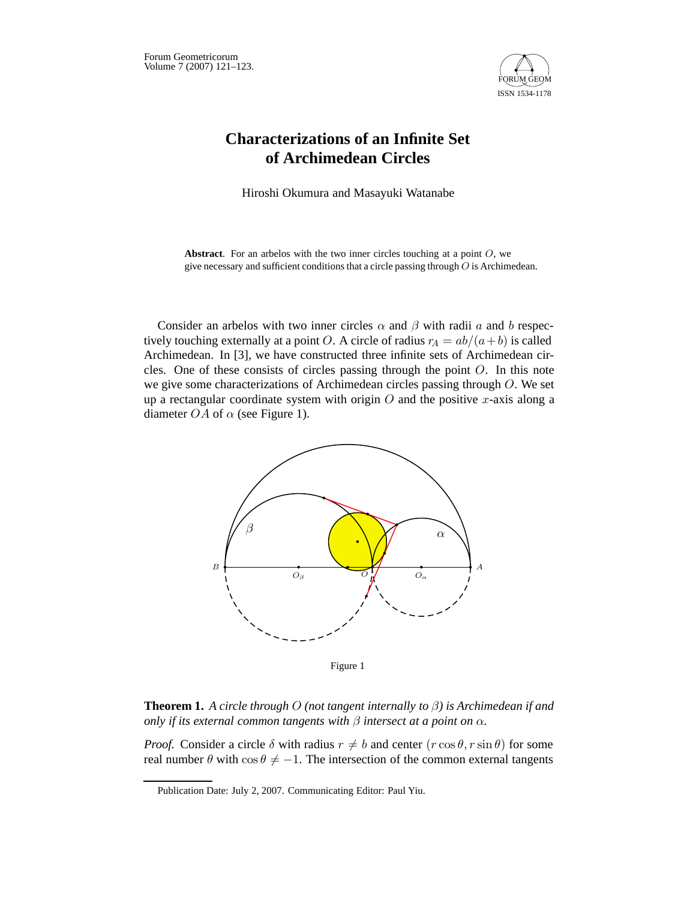# Characterizations of an Infinite Set of Archimedean Circles

Hiroshi Okumura and Masayuki Watanabe

**Abstract**. For an arbelos with the two inner circles touching at a point $O$, we give necessary and sufficient conditions that a circle passing through $O$ is Archimedean.

Consider an arbelos with two inner circles $\alpha$ and $\beta$ with radii $a$ and $b$ respectively touching externally at a point $O$. A circle of radius $r_A = ab/(a+b)$ is called Archimedean. In [3], we have constructed three infinite sets of Archimedean circles. One of these consists of circles passing through the point $O$. In this note we give some characterizations of Archimedean circles passing through $O$. We set up a rectangular coordinate system with origin $O$ and the positive $x$-axis along a diameter $OA$ of $\alpha$ (see Figure 1).

Figure 1

**Theorem 1.** *A circle through $O$ (not tangent internally to $\beta$) is Archimedean if and only if its external common tangents with $\beta$ intersect at a point on $\alpha$.*

*Proof.* Consider a circle $\delta$ with radius $r \neq b$ and center $(r\cos\theta, r\sin\theta)$ for some real number $\theta$ with $\cos\theta \neq -1$. The intersection of the common external tangents

Publication Date: July 2, 2007. Communicating Editor: Paul Yiu.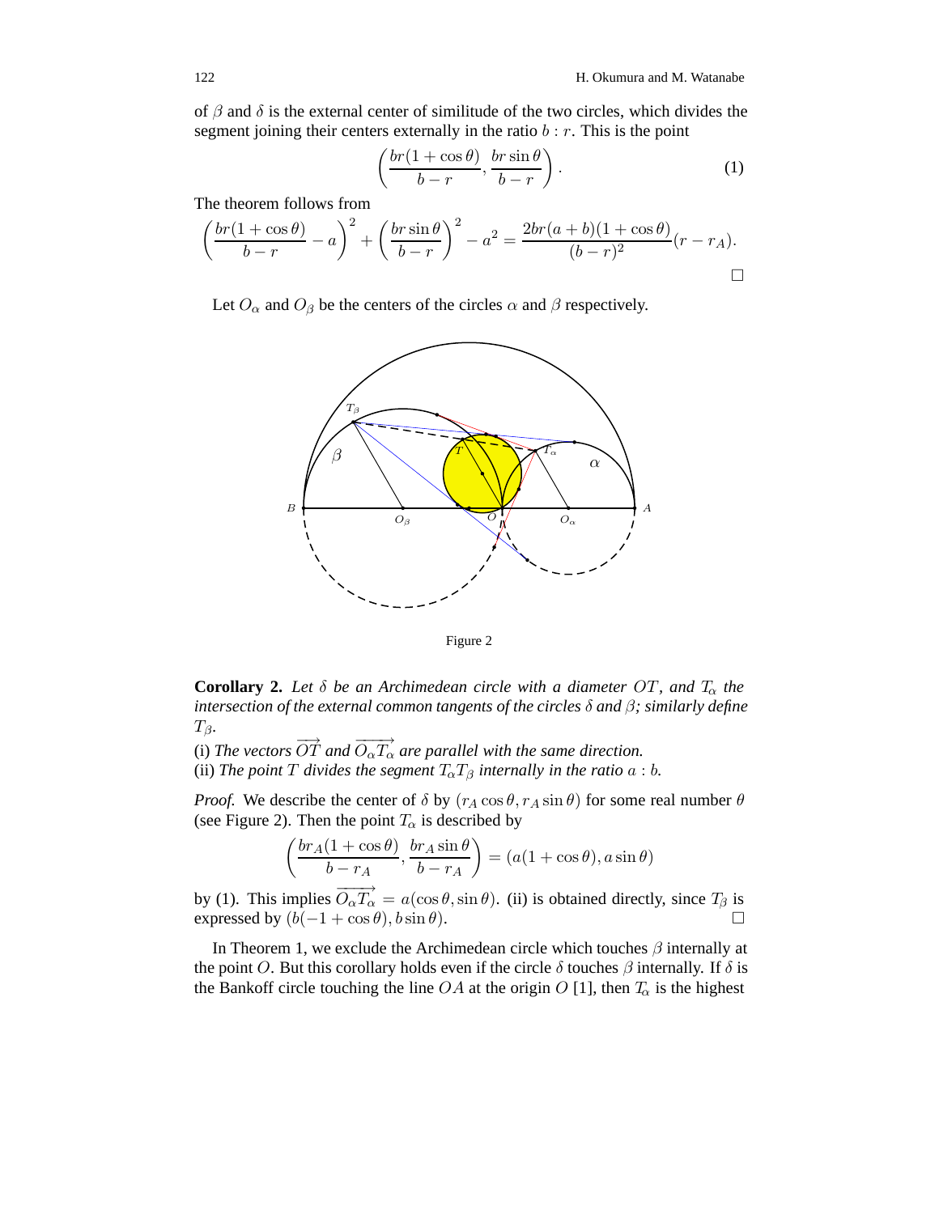of $\beta$ and $\delta$ is the external center of similitude of the two circles, which divides the segment joining their centers externally in the ratio $b : r$. This is the point

$$\left(\frac{br(1+\cos\theta)}{b-r}, \frac{br\sin\theta}{b-r}\right). \tag{1}$$

The theorem follows from

$$\left(\frac{br(1+\cos\theta)}{b-r} - a\right)^2 + \left(\frac{br\sin\theta}{b-r}\right)^2 - a^2 = \frac{2br(a+b)(1+\cos\theta)}{(b-r)^2}(r - r_A).$$

□

Let $O_\alpha$ and $O_\beta$ be the centers of the circles $\alpha$ and $\beta$ respectively.

Figure 2

**Corollary 2.** *Let $\delta$ be an Archimedean circle with a diameter $OT$, and $T_\alpha$ the intersection of the external common tangents of the circles $\delta$ and $\beta$; similarly define $T_\beta$.*

(i) *The vectors $\overrightarrow{OT}$ and $\overrightarrow{O_\alpha T_\alpha}$ are parallel with the same direction.*

(ii) *The point $T$ divides the segment $T_\alpha T_\beta$ internally in the ratio $a : b$.*

*Proof.* We describe the center of $\delta$ by $(r_A\cos\theta, r_A\sin\theta)$ for some real number $\theta$ (see Figure 2). Then the point $T_\alpha$ is described by

$$\left(\frac{br_A(1+\cos\theta)}{b-r_A}, \frac{br_A\sin\theta}{b-r_A}\right) = (a(1+\cos\theta), a\sin\theta)$$

by (1). This implies $\overrightarrow{O_\alpha T_\alpha} = a(\cos\theta, \sin\theta)$. (ii) is obtained directly, since $T_\beta$ is expressed by $(b(-1+\cos\theta), b\sin\theta)$. □

In Theorem 1, we exclude the Archimedean circle which touches $\beta$ internally at the point $O$. But this corollary holds even if the circle $\delta$ touches $\beta$ internally. If $\delta$ is the Bankoff circle touching the line $OA$ at the origin $O$ [1], then $T_\alpha$ is the highest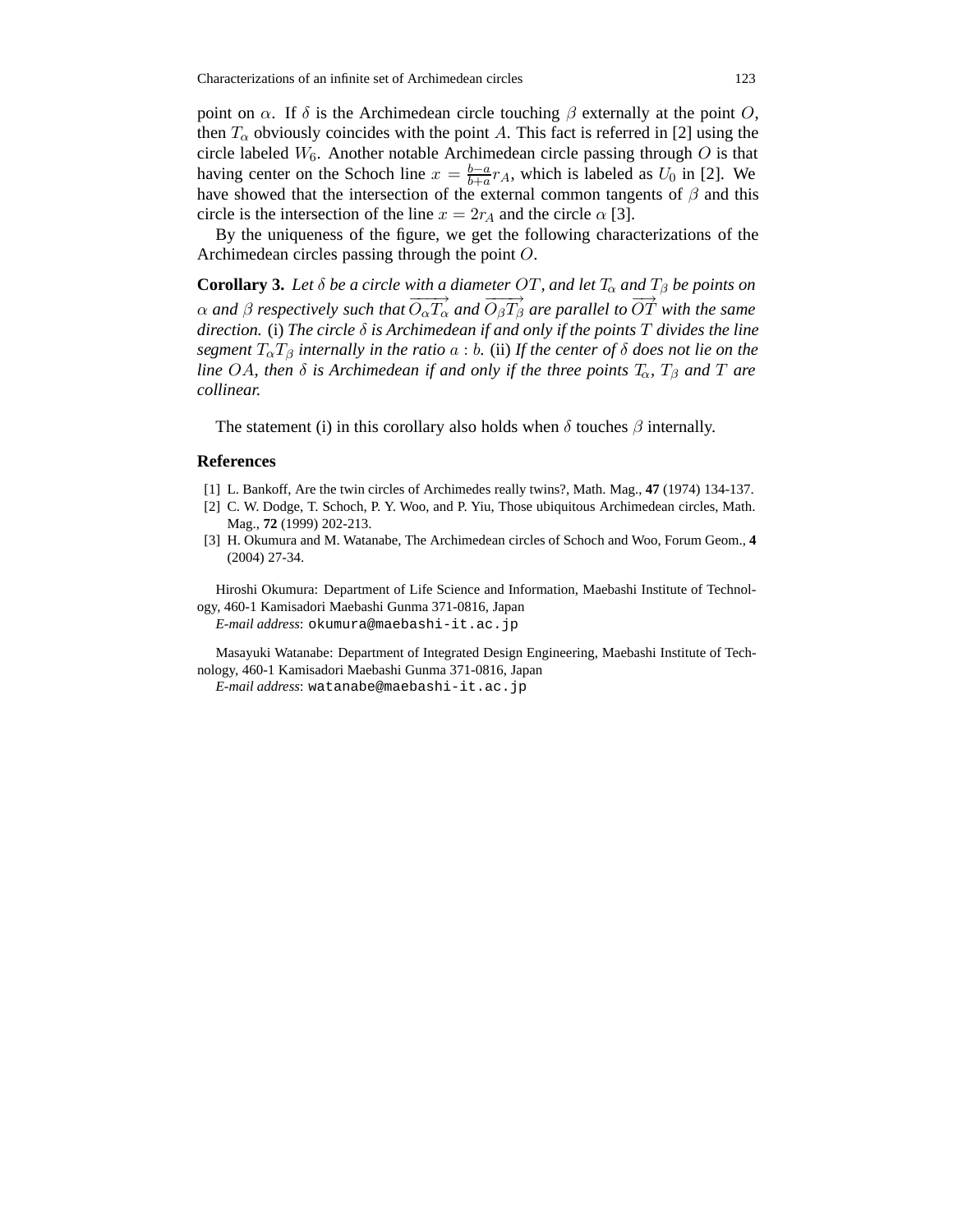point on $\alpha$. If $\delta$ is the Archimedean circle touching $\beta$ externally at the point $O$, then $T_\alpha$ obviously coincides with the point $A$. This fact is referred in [2] using the circle labeled $W_6$. Another notable Archimedean circle passing through $O$ is that having center on the Schoch line $x = \frac{b-a}{b+a} r_A$, which is labeled as $U_0$ in [2]. We have showed that the intersection of the external common tangents of $\beta$ and this circle is the intersection of the line $x = 2r_A$ and the circle $\alpha$ [3].

By the uniqueness of the figure, we get the following characterizations of the Archimedean circles passing through the point $O$.

**Corollary 3.** *Let $\delta$ be a circle with a diameter $OT$, and let $T_\alpha$ and $T_\beta$ be points on $\alpha$ and $\beta$ respectively such that $\overrightarrow{O_\alpha T_\alpha}$ and $\overrightarrow{O_\beta T_\beta}$ are parallel to $\overrightarrow{OT}$ with the same direction.* (i) *The circle $\delta$ is Archimedean if and only if the points $T$ divides the line segment $T_\alpha T_\beta$ internally in the ratio $a : b$.* (ii) *If the center of $\delta$ does not lie on the line $OA$, then $\delta$ is Archimedean if and only if the three points $T_\alpha$, $T_\beta$ and $T$ are collinear.*

The statement (i) in this corollary also holds when $\delta$ touches $\beta$ internally.

## References

[1] L. Bankoff, Are the twin circles of Archimedes really twins?, Math. Mag., **47** (1974) 134-137.

[2] C. W. Dodge, T. Schoch, P. Y. Woo, and P. Yiu, Those ubiquitous Archimedean circles, Math. Mag., **72** (1999) 202-213.

[3] H. Okumura and M. Watanabe, The Archimedean circles of Schoch and Woo, Forum Geom., **4** (2004) 27-34.

Hiroshi Okumura: Department of Life Science and Information, Maebashi Institute of Technology, 460-1 Kamisadori Maebashi Gunma 371-0816, Japan

*E-mail address*: `okumura@maebashi-it.ac.jp`

Masayuki Watanabe: Department of Integrated Design Engineering, Maebashi Institute of Technology, 460-1 Kamisadori Maebashi Gunma 371-0816, Japan

*E-mail address*: `watanabe@maebashi-it.ac.jp`